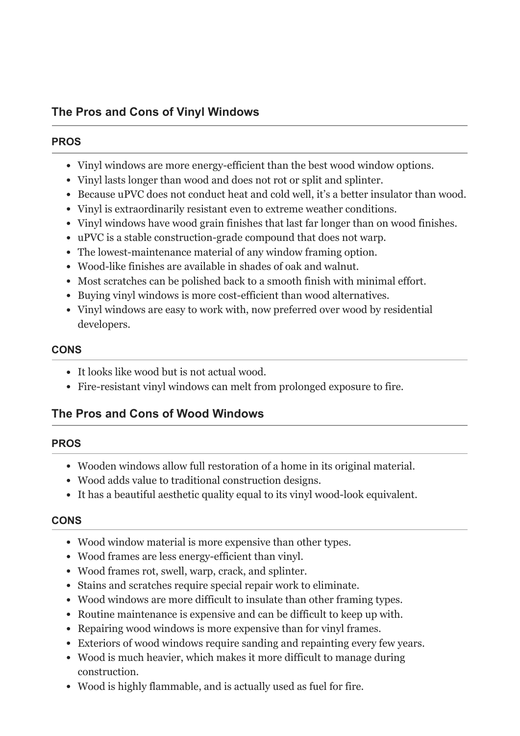## The Pros and Cons of Vinyl Windows

### PROS

- Vinyl windows are more energy-efficient than the best wood window options.
- Vinyl lasts longer than wood and does not rot or split and splinter.
- Because uPVC does not conduct heat and cold well, it's a better insulator than wood.
- Vinyl is extraordinarily resistant even to extreme weather conditions.
- Vinyl windows have wood grain finishes that last far longer than on wood finishes.
- uPVC is a stable construction-grade compound that does not warp.
- The lowest-maintenance material of any window framing option.
- Wood-like finishes are available in shades of oak and walnut.
- Most scratches can be polished back to a smooth finish with minimal effort.
- Buying vinyl windows is more cost-efficient than wood alternatives.
- Vinyl windows are easy to work with, now preferred over wood by residential developers.

### CONS

- It looks like wood but is not actual wood.
- Fire-resistant vinyl windows can melt from prolonged exposure to fire.

## The Pros and Cons of Wood Windows

### PROS

- Wooden windows allow full restoration of a home in its original material.
- Wood adds value to traditional construction designs.
- It has a beautiful aesthetic quality equal to its vinyl wood-look equivalent.

### CONS

- Wood window material is more expensive than other types.
- Wood frames are less energy-efficient than vinyl.
- Wood frames rot, swell, warp, crack, and splinter.
- Stains and scratches require special repair work to eliminate.
- Wood windows are more difficult to insulate than other framing types.
- Routine maintenance is expensive and can be difficult to keep up with.
- Repairing wood windows is more expensive than for vinyl frames.
- Exteriors of wood windows require sanding and repainting every few years.
- Wood is much heavier, which makes it more difficult to manage during construction.
- Wood is highly flammable, and is actually used as fuel for fire.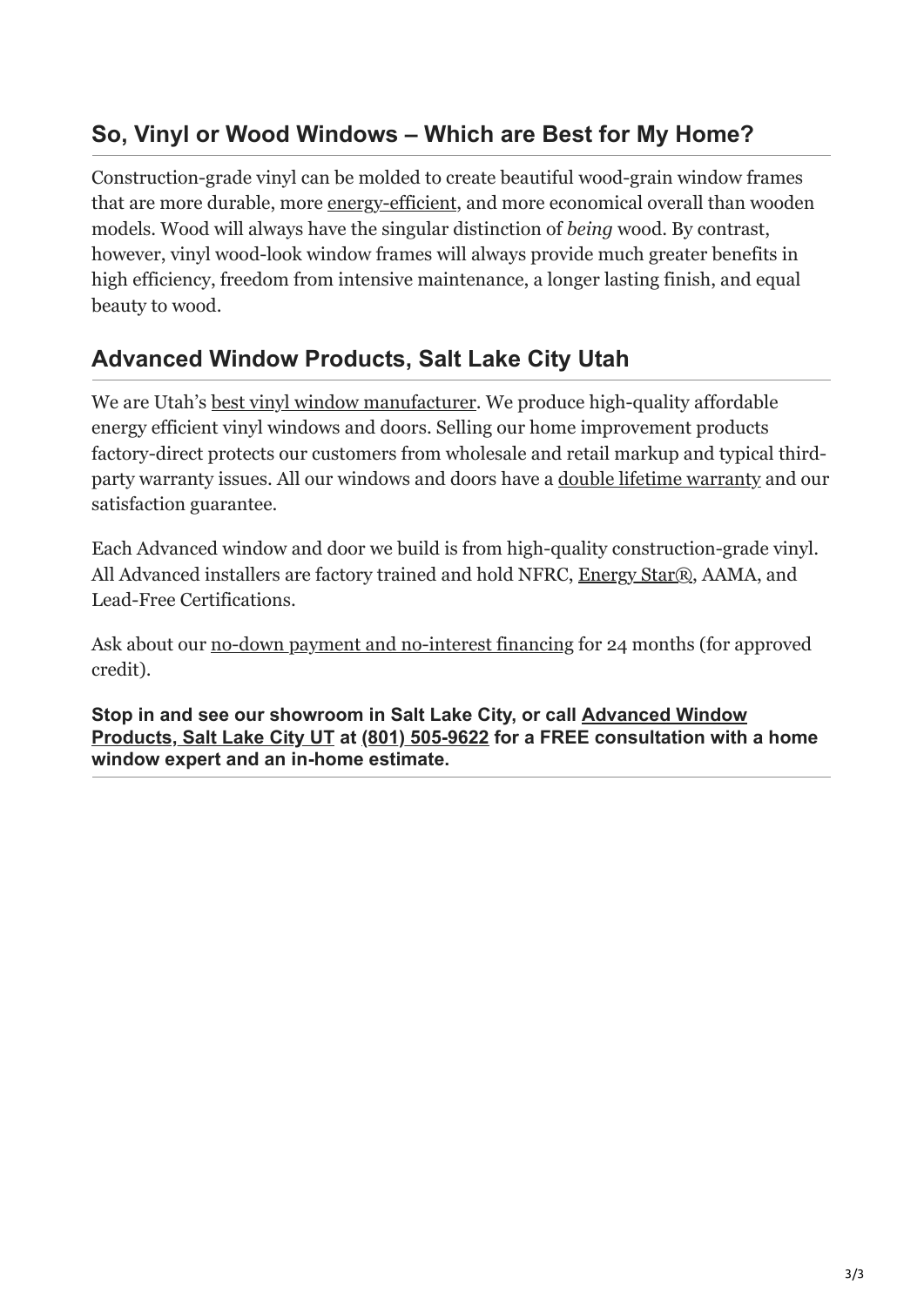## So, Vinyl or Wood Windows – Which are Best for My Home?

Construction-grade vinyl can be molded to create beautiful wood-grain window frames that are more durable, more energy-efficient, and more economical overall than wooden models. Wood will always have the singular distinction of *being* wood. By contrast, however, vinyl wood-look window frames will always provide much greater benefits in high efficiency, freedom from intensive maintenance, a longer lasting finish, and equal beauty to wood.

## Advanced Window Products, Salt Lake City Utah

We are Utah's best vinyl window manufacturer. We produce high-quality affordable energy efficient vinyl windows and doors. Selling our home improvement products factory-direct protects our customers from wholesale and retail markup and typical third-party warranty issues. All our windows and doors have a double lifetime warranty and our satisfaction guarantee.

Each Advanced window and door we build is from high-quality construction-grade vinyl. All Advanced installers are factory trained and hold NFRC, Energy Star®, AAMA, and Lead-Free Certifications.

Ask about our no-down payment and no-interest financing for 24 months (for approved credit).

**Stop in and see our showroom in Salt Lake City, or call Advanced Window Products, Salt Lake City UT at (801) 505-9622 for a FREE consultation with a home window expert and an in-home estimate.**